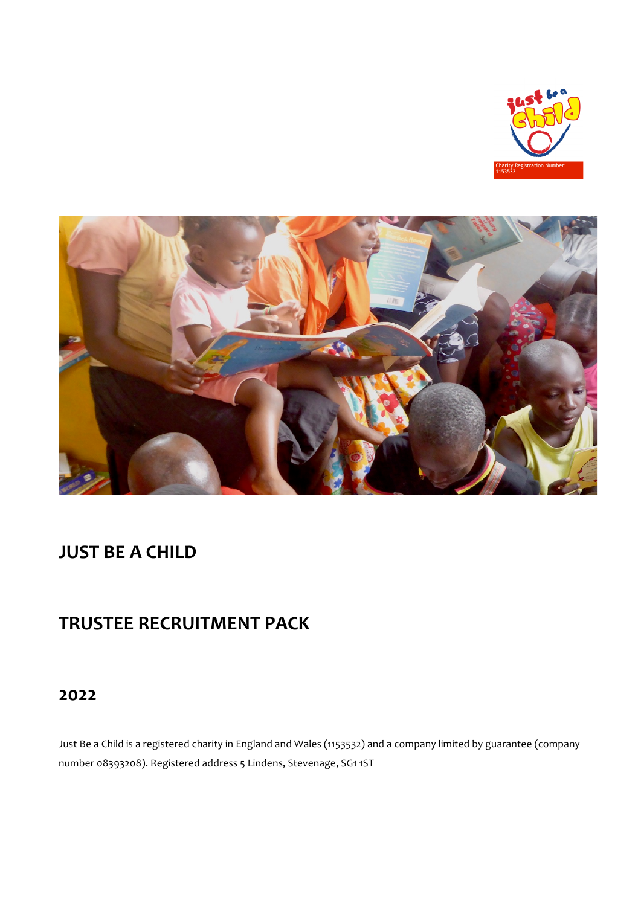# JUST BE A CHILD

# TRUSTEE RECRUITMENT PACK

## 2022

Just Be a Child is a registered charity in England and Wales (1153532) and a company limited by guarantee (company number 08393208). Registered address 5 Lindens, Stevenage, SG1 1ST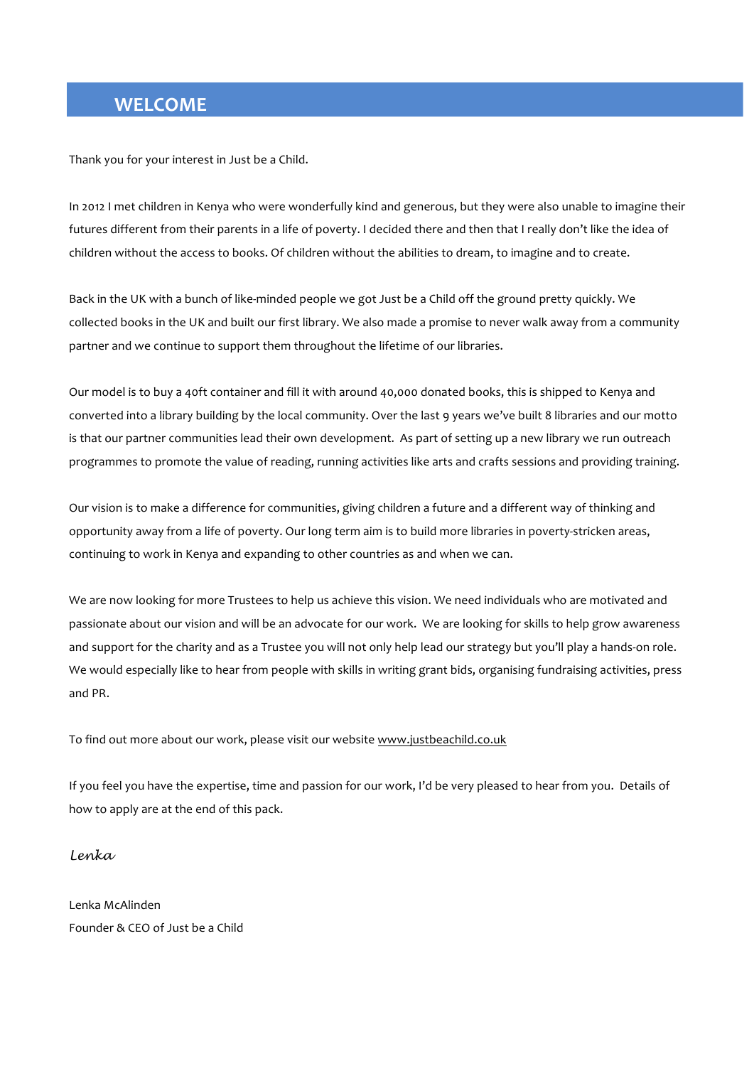## WELCOME

Thank you for your interest in Just be a Child.

In 2012 I met children in Kenya who were wonderfully kind and generous, but they were also unable to imagine their futures different from their parents in a life of poverty. I decided there and then that I really don't like the idea of children without the access to books. Of children without the abilities to dream, to imagine and to create.

Back in the UK with a bunch of like-minded people we got Just be a Child off the ground pretty quickly. We collected books in the UK and built our first library. We also made a promise to never walk away from a community partner and we continue to support them throughout the lifetime of our libraries.

Our model is to buy a 40ft container and fill it with around 40,000 donated books, this is shipped to Kenya and converted into a library building by the local community. Over the last 9 years we've built 8 libraries and our motto is that our partner communities lead their own development. As part of setting up a new library we run outreach programmes to promote the value of reading, running activities like arts and crafts sessions and providing training.

Our vision is to make a difference for communities, giving children a future and a different way of thinking and opportunity away from a life of poverty. Our long term aim is to build more libraries in poverty-stricken areas, continuing to work in Kenya and expanding to other countries as and when we can.

We are now looking for more Trustees to help us achieve this vision. We need individuals who are motivated and passionate about our vision and will be an advocate for our work. We are looking for skills to help grow awareness and support for the charity and as a Trustee you will not only help lead our strategy but you'll play a hands-on role. We would especially like to hear from people with skills in writing grant bids, organising fundraising activities, press and PR.

To find out more about our work, please visit our website www.justbeachild.co.uk

If you feel you have the expertise, time and passion for our work, I'd be very pleased to hear from you. Details of how to apply are at the end of this pack.

*Lenka*

Lenka McAlinden
Founder & CEO of Just be a Child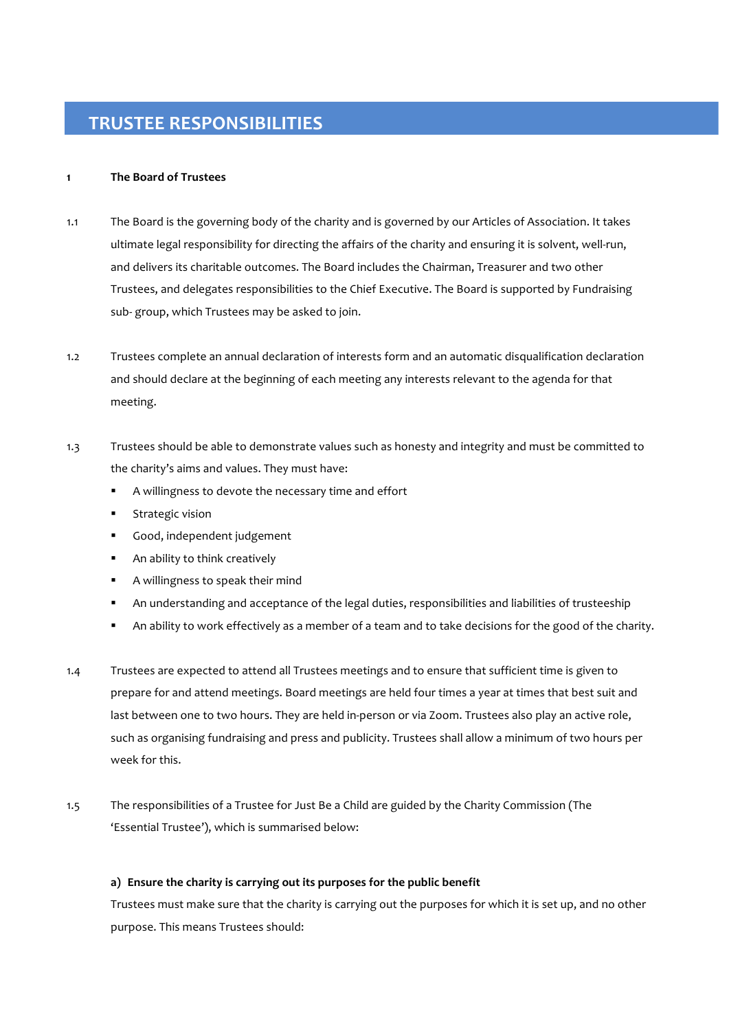# TRUSTEE RESPONSIBILITIES

## 1 The Board of Trustees

1.1 The Board is the governing body of the charity and is governed by our Articles of Association. It takes ultimate legal responsibility for directing the affairs of the charity and ensuring it is solvent, well-run, and delivers its charitable outcomes. The Board includes the Chairman, Treasurer and two other Trustees, and delegates responsibilities to the Chief Executive. The Board is supported by Fundraising sub- group, which Trustees may be asked to join.

1.2 Trustees complete an annual declaration of interests form and an automatic disqualification declaration and should declare at the beginning of each meeting any interests relevant to the agenda for that meeting.

1.3 Trustees should be able to demonstrate values such as honesty and integrity and must be committed to the charity's aims and values. They must have:

- A willingness to devote the necessary time and effort
- Strategic vision
- Good, independent judgement
- An ability to think creatively
- A willingness to speak their mind
- An understanding and acceptance of the legal duties, responsibilities and liabilities of trusteeship
- An ability to work effectively as a member of a team and to take decisions for the good of the charity.

1.4 Trustees are expected to attend all Trustees meetings and to ensure that sufficient time is given to prepare for and attend meetings. Board meetings are held four times a year at times that best suit and last between one to two hours. They are held in-person or via Zoom. Trustees also play an active role, such as organising fundraising and press and publicity. Trustees shall allow a minimum of two hours per week for this.

1.5 The responsibilities of a Trustee for Just Be a Child are guided by the Charity Commission (The 'Essential Trustee'), which is summarised below:

**a) Ensure the charity is carrying out its purposes for the public benefit**

Trustees must make sure that the charity is carrying out the purposes for which it is set up, and no other purpose. This means Trustees should: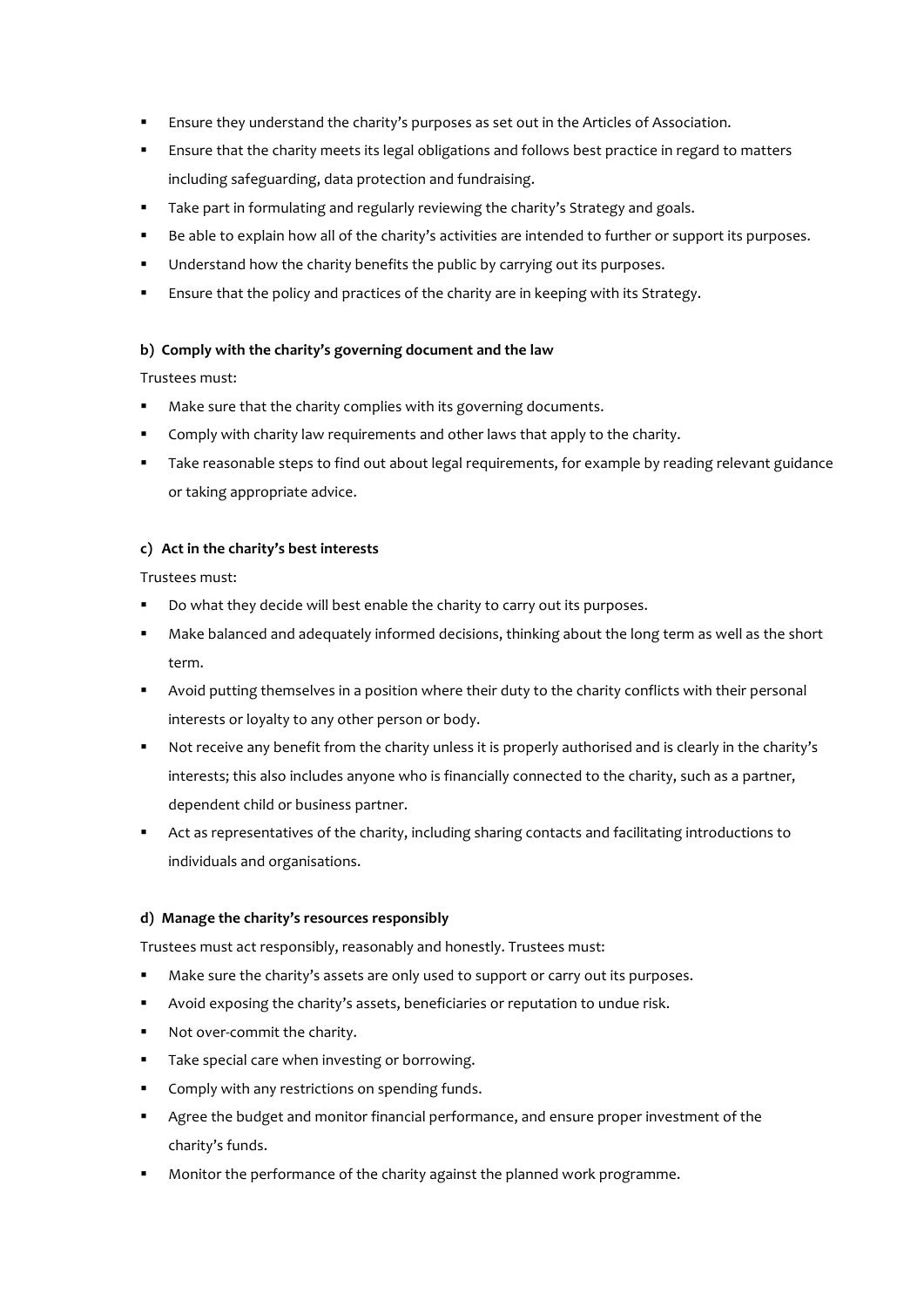- Ensure they understand the charity's purposes as set out in the Articles of Association.
- Ensure that the charity meets its legal obligations and follows best practice in regard to matters including safeguarding, data protection and fundraising.
- Take part in formulating and regularly reviewing the charity's Strategy and goals.
- Be able to explain how all of the charity's activities are intended to further or support its purposes.
- Understand how the charity benefits the public by carrying out its purposes.
- Ensure that the policy and practices of the charity are in keeping with its Strategy.

**b) Comply with the charity's governing document and the law**

Trustees must:

- Make sure that the charity complies with its governing documents.
- Comply with charity law requirements and other laws that apply to the charity.
- Take reasonable steps to find out about legal requirements, for example by reading relevant guidance or taking appropriate advice.

**c) Act in the charity's best interests**

Trustees must:

- Do what they decide will best enable the charity to carry out its purposes.
- Make balanced and adequately informed decisions, thinking about the long term as well as the short term.
- Avoid putting themselves in a position where their duty to the charity conflicts with their personal interests or loyalty to any other person or body.
- Not receive any benefit from the charity unless it is properly authorised and is clearly in the charity's interests; this also includes anyone who is financially connected to the charity, such as a partner, dependent child or business partner.
- Act as representatives of the charity, including sharing contacts and facilitating introductions to individuals and organisations.

**d) Manage the charity's resources responsibly**

Trustees must act responsibly, reasonably and honestly. Trustees must:

- Make sure the charity's assets are only used to support or carry out its purposes.
- Avoid exposing the charity's assets, beneficiaries or reputation to undue risk.
- Not over-commit the charity.
- Take special care when investing or borrowing.
- Comply with any restrictions on spending funds.
- Agree the budget and monitor financial performance, and ensure proper investment of the charity's funds.
- Monitor the performance of the charity against the planned work programme.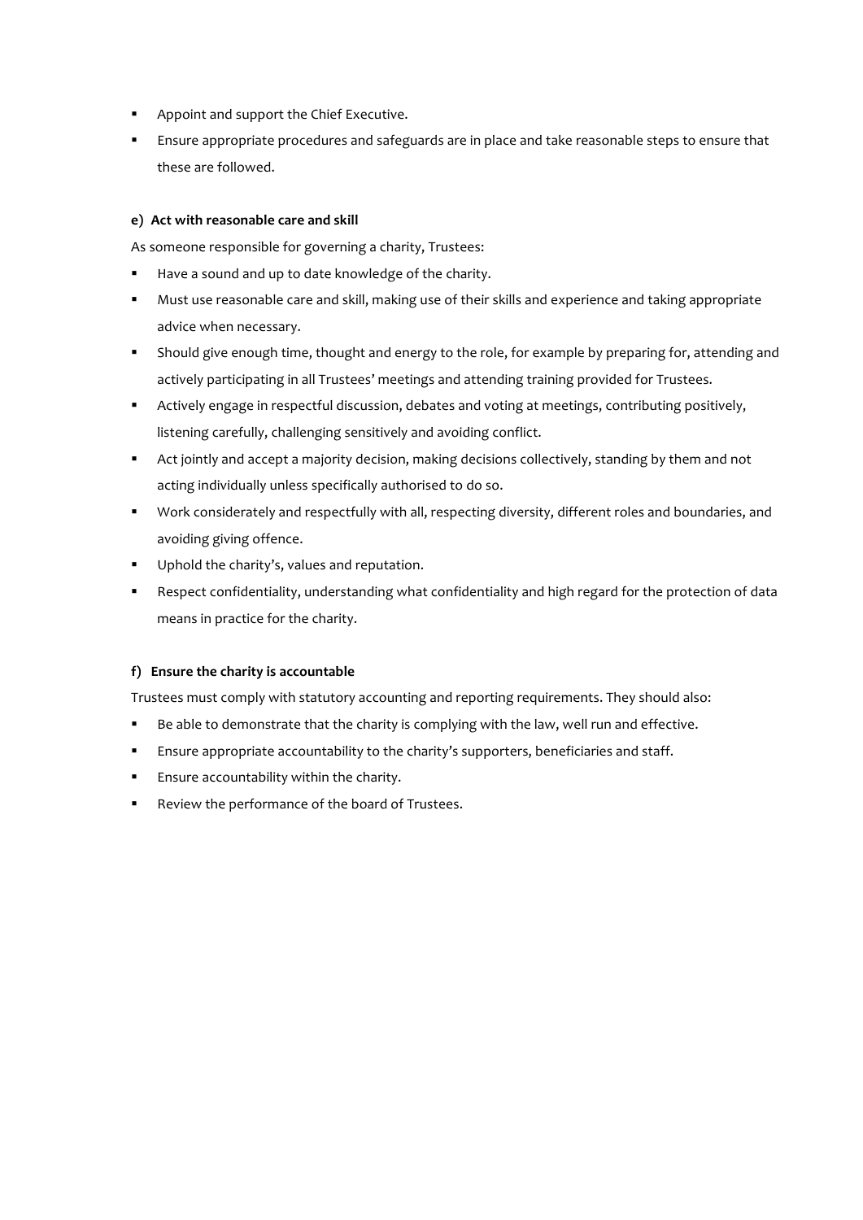- Appoint and support the Chief Executive.
- Ensure appropriate procedures and safeguards are in place and take reasonable steps to ensure that these are followed.

**e) Act with reasonable care and skill**

As someone responsible for governing a charity, Trustees:

- Have a sound and up to date knowledge of the charity.
- Must use reasonable care and skill, making use of their skills and experience and taking appropriate advice when necessary.
- Should give enough time, thought and energy to the role, for example by preparing for, attending and actively participating in all Trustees' meetings and attending training provided for Trustees.
- Actively engage in respectful discussion, debates and voting at meetings, contributing positively, listening carefully, challenging sensitively and avoiding conflict.
- Act jointly and accept a majority decision, making decisions collectively, standing by them and not acting individually unless specifically authorised to do so.
- Work considerately and respectfully with all, respecting diversity, different roles and boundaries, and avoiding giving offence.
- Uphold the charity's, values and reputation.
- Respect confidentiality, understanding what confidentiality and high regard for the protection of data means in practice for the charity.

**f) Ensure the charity is accountable**

Trustees must comply with statutory accounting and reporting requirements. They should also:

- Be able to demonstrate that the charity is complying with the law, well run and effective.
- Ensure appropriate accountability to the charity's supporters, beneficiaries and staff.
- Ensure accountability within the charity.
- Review the performance of the board of Trustees.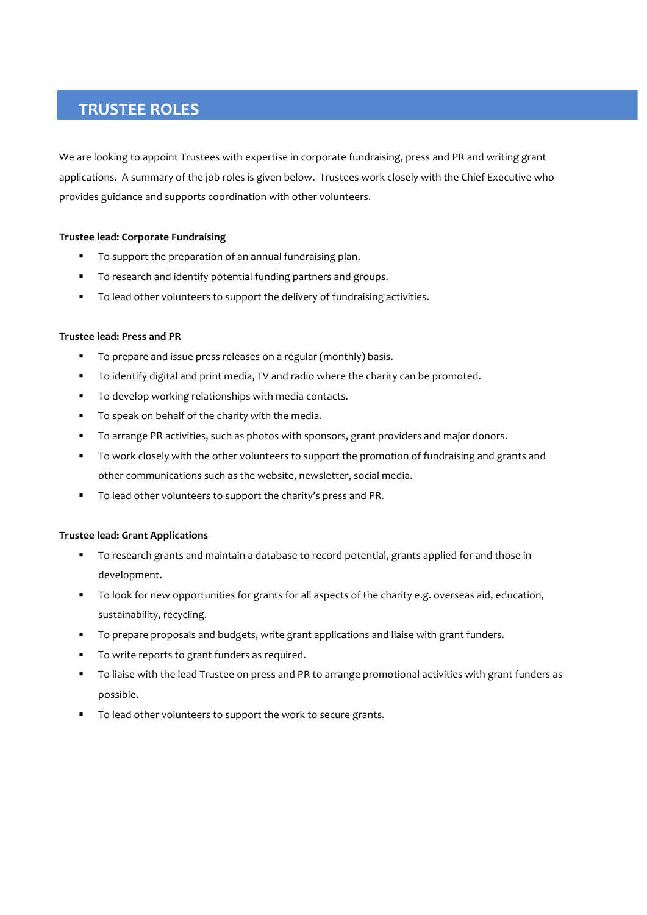## TRUSTEE ROLES

We are looking to appoint Trustees with expertise in corporate fundraising, press and PR and writing grant applications. A summary of the job roles is given below. Trustees work closely with the Chief Executive who provides guidance and supports coordination with other volunteers.

**Trustee lead: Corporate Fundraising**

- To support the preparation of an annual fundraising plan.
- To research and identify potential funding partners and groups.
- To lead other volunteers to support the delivery of fundraising activities.

**Trustee lead: Press and PR**

- To prepare and issue press releases on a regular (monthly) basis.
- To identify digital and print media, TV and radio where the charity can be promoted.
- To develop working relationships with media contacts.
- To speak on behalf of the charity with the media.
- To arrange PR activities, such as photos with sponsors, grant providers and major donors.
- To work closely with the other volunteers to support the promotion of fundraising and grants and other communications such as the website, newsletter, social media.
- To lead other volunteers to support the charity's press and PR.

**Trustee lead: Grant Applications**

- To research grants and maintain a database to record potential, grants applied for and those in development.
- To look for new opportunities for grants for all aspects of the charity e.g. overseas aid, education, sustainability, recycling.
- To prepare proposals and budgets, write grant applications and liaise with grant funders.
- To write reports to grant funders as required.
- To liaise with the lead Trustee on press and PR to arrange promotional activities with grant funders as possible.
- To lead other volunteers to support the work to secure grants.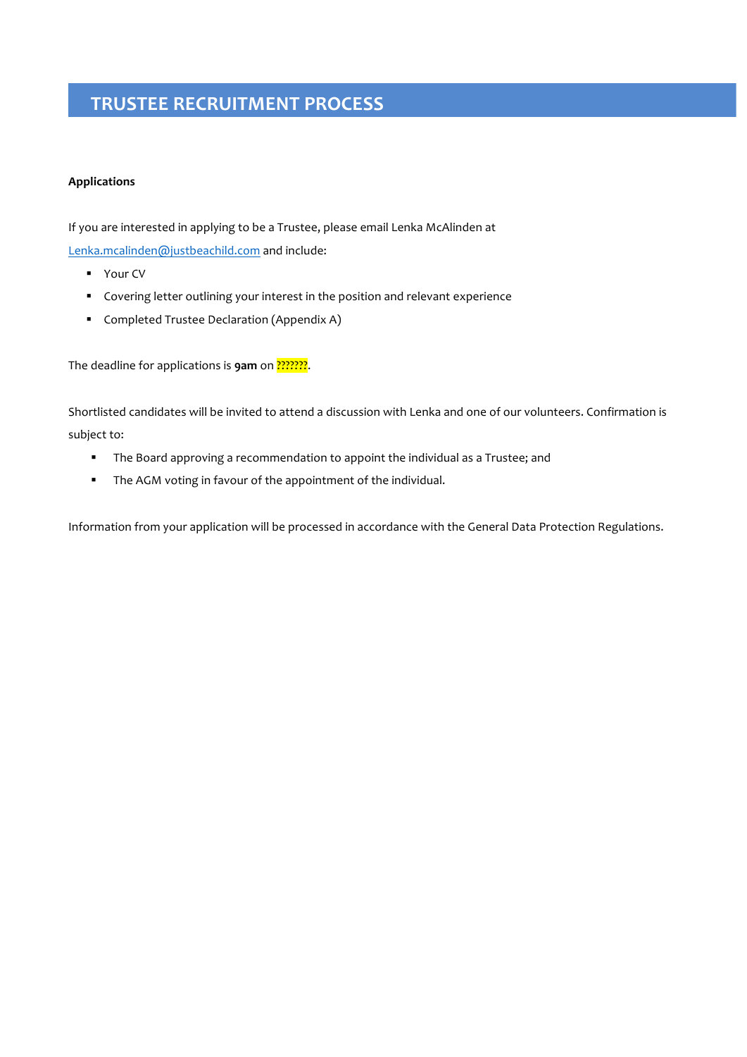# TRUSTEE RECRUITMENT PROCESS

**Applications**

If you are interested in applying to be a Trustee, please email Lenka McAlinden at Lenka.mcalinden@justbeachild.com and include:

- Your CV
- Covering letter outlining your interest in the position and relevant experience
- Completed Trustee Declaration (Appendix A)

The deadline for applications is **9am** on ???????.

Shortlisted candidates will be invited to attend a discussion with Lenka and one of our volunteers. Confirmation is subject to:

- The Board approving a recommendation to appoint the individual as a Trustee; and
- The AGM voting in favour of the appointment of the individual.

Information from your application will be processed in accordance with the General Data Protection Regulations.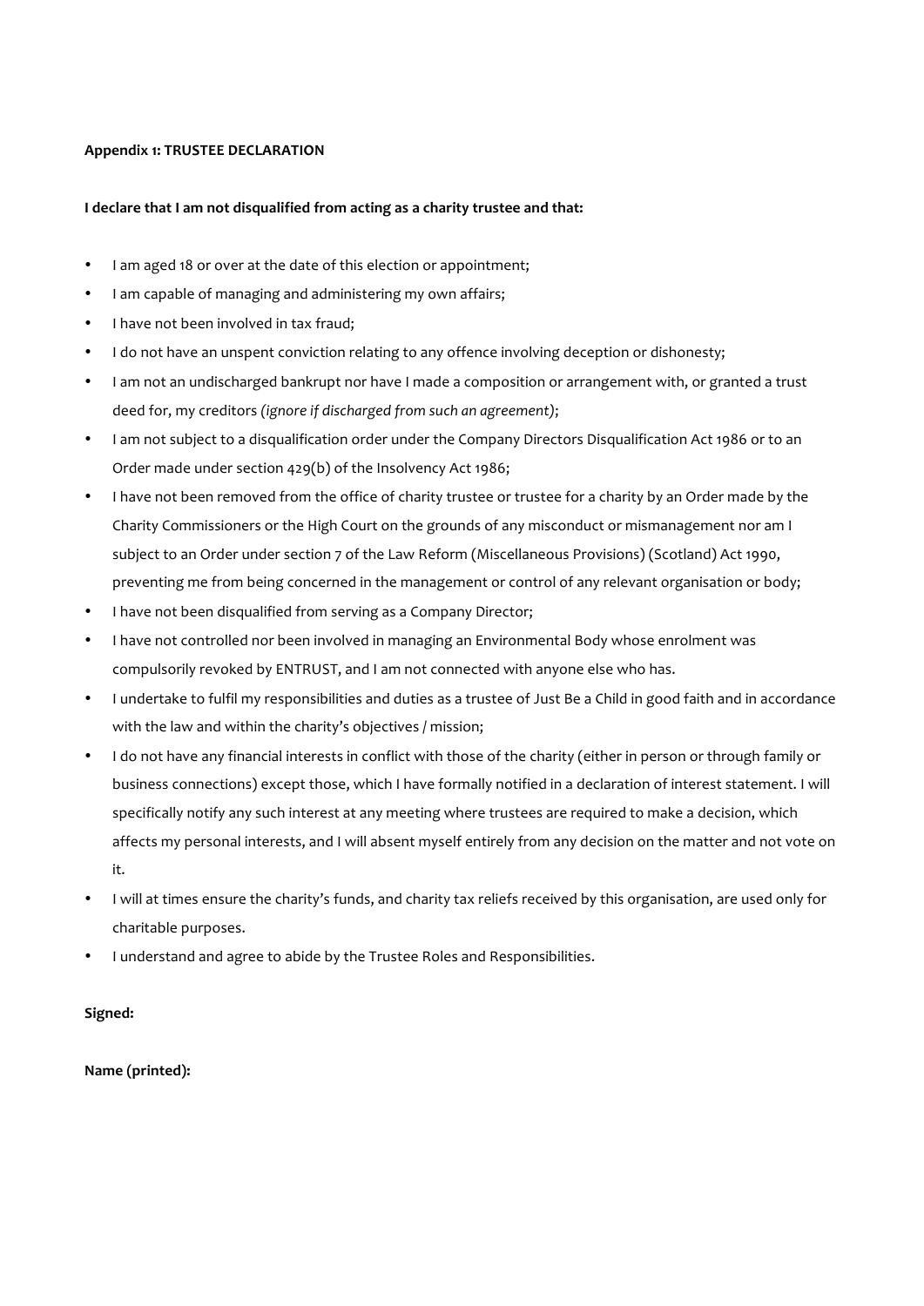**Appendix 1: TRUSTEE DECLARATION**

**I declare that I am not disqualified from acting as a charity trustee and that:**

- I am aged 18 or over at the date of this election or appointment;
- I am capable of managing and administering my own affairs;
- I have not been involved in tax fraud;
- I do not have an unspent conviction relating to any offence involving deception or dishonesty;
- I am not an undischarged bankrupt nor have I made a composition or arrangement with, or granted a trust deed for, my creditors *(ignore if discharged from such an agreement)*;
- I am not subject to a disqualification order under the Company Directors Disqualification Act 1986 or to an Order made under section 429(b) of the Insolvency Act 1986;
- I have not been removed from the office of charity trustee or trustee for a charity by an Order made by the Charity Commissioners or the High Court on the grounds of any misconduct or mismanagement nor am I subject to an Order under section 7 of the Law Reform (Miscellaneous Provisions) (Scotland) Act 1990, preventing me from being concerned in the management or control of any relevant organisation or body;
- I have not been disqualified from serving as a Company Director;
- I have not controlled nor been involved in managing an Environmental Body whose enrolment was compulsorily revoked by ENTRUST, and I am not connected with anyone else who has.
- I undertake to fulfil my responsibilities and duties as a trustee of Just Be a Child in good faith and in accordance with the law and within the charity's objectives / mission;
- I do not have any financial interests in conflict with those of the charity (either in person or through family or business connections) except those, which I have formally notified in a declaration of interest statement. I will specifically notify any such interest at any meeting where trustees are required to make a decision, which affects my personal interests, and I will absent myself entirely from any decision on the matter and not vote on it.
- I will at times ensure the charity's funds, and charity tax reliefs received by this organisation, are used only for charitable purposes.
- I understand and agree to abide by the Trustee Roles and Responsibilities.

**Signed:**

**Name (printed):**